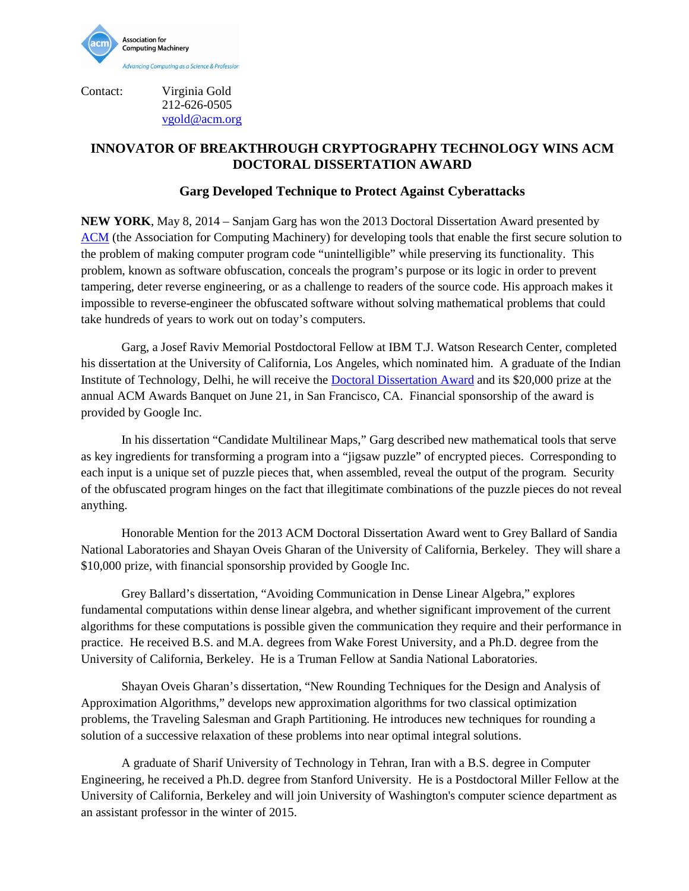Association for Computing Machinery
Advancing Computing as a Science & Profession

Contact: Virginia Gold
212-626-0505
vgold@acm.org

# INNOVATOR OF BREAKTHROUGH CRYPTOGRAPHY TECHNOLOGY WINS ACM DOCTORAL DISSERTATION AWARD

## Garg Developed Technique to Protect Against Cyberattacks

**NEW YORK**, May 8, 2014 – Sanjam Garg has won the 2013 Doctoral Dissertation Award presented by ACM (the Association for Computing Machinery) for developing tools that enable the first secure solution to the problem of making computer program code "unintelligible" while preserving its functionality. This problem, known as software obfuscation, conceals the program's purpose or its logic in order to prevent tampering, deter reverse engineering, or as a challenge to readers of the source code. His approach makes it impossible to reverse-engineer the obfuscated software without solving mathematical problems that could take hundreds of years to work out on today's computers.

Garg, a Josef Raviv Memorial Postdoctoral Fellow at IBM T.J. Watson Research Center, completed his dissertation at the University of California, Los Angeles, which nominated him. A graduate of the Indian Institute of Technology, Delhi, he will receive the Doctoral Dissertation Award and its $20,000 prize at the annual ACM Awards Banquet on June 21, in San Francisco, CA. Financial sponsorship of the award is provided by Google Inc.

In his dissertation "Candidate Multilinear Maps," Garg described new mathematical tools that serve as key ingredients for transforming a program into a "jigsaw puzzle" of encrypted pieces. Corresponding to each input is a unique set of puzzle pieces that, when assembled, reveal the output of the program. Security of the obfuscated program hinges on the fact that illegitimate combinations of the puzzle pieces do not reveal anything.

Honorable Mention for the 2013 ACM Doctoral Dissertation Award went to Grey Ballard of Sandia National Laboratories and Shayan Oveis Gharan of the University of California, Berkeley. They will share a $10,000 prize, with financial sponsorship provided by Google Inc.

Grey Ballard's dissertation, "Avoiding Communication in Dense Linear Algebra," explores fundamental computations within dense linear algebra, and whether significant improvement of the current algorithms for these computations is possible given the communication they require and their performance in practice. He received B.S. and M.A. degrees from Wake Forest University, and a Ph.D. degree from the University of California, Berkeley. He is a Truman Fellow at Sandia National Laboratories.

Shayan Oveis Gharan's dissertation, "New Rounding Techniques for the Design and Analysis of Approximation Algorithms," develops new approximation algorithms for two classical optimization problems, the Traveling Salesman and Graph Partitioning. He introduces new techniques for rounding a solution of a successive relaxation of these problems into near optimal integral solutions.

A graduate of Sharif University of Technology in Tehran, Iran with a B.S. degree in Computer Engineering, he received a Ph.D. degree from Stanford University. He is a Postdoctoral Miller Fellow at the University of California, Berkeley and will join University of Washington's computer science department as an assistant professor in the winter of 2015.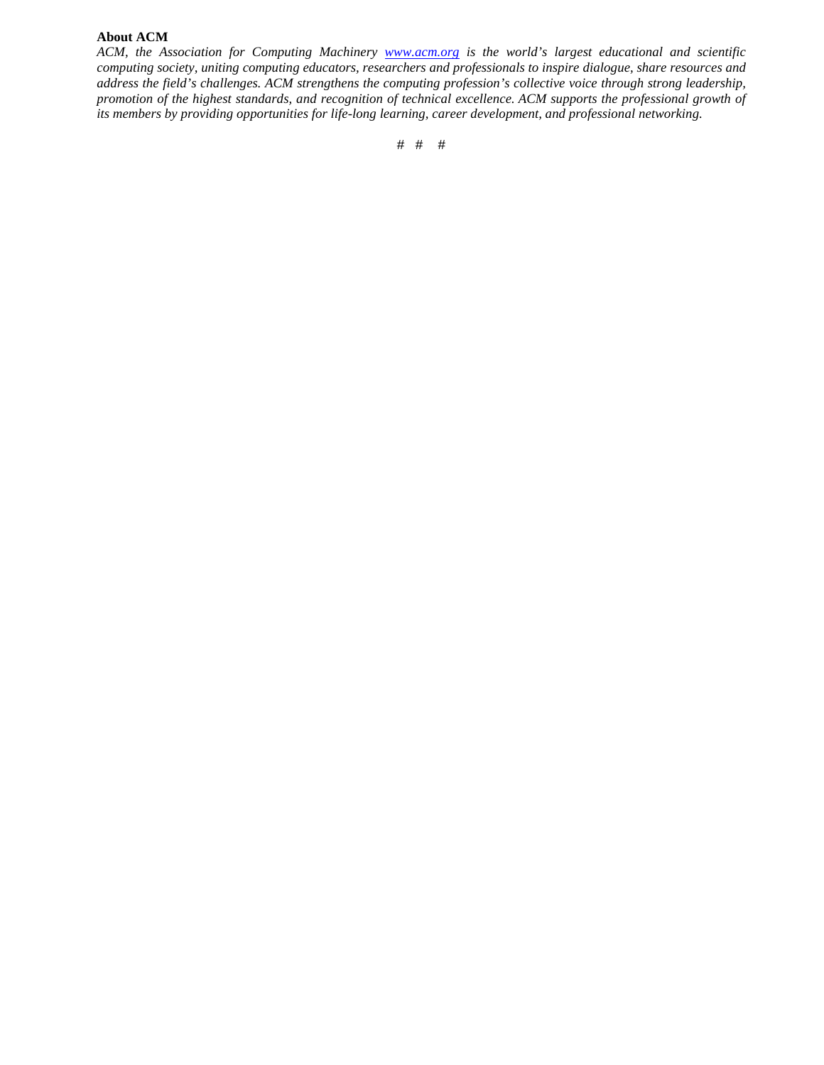**About ACM**

*ACM, the Association for Computing Machinery [www.acm.org](http://www.acm.org) is the world's largest educational and scientific computing society, uniting computing educators, researchers and professionals to inspire dialogue, share resources and address the field's challenges. ACM strengthens the computing profession's collective voice through strong leadership, promotion of the highest standards, and recognition of technical excellence. ACM supports the professional growth of its members by providing opportunities for life-long learning, career development, and professional networking.*

# # #